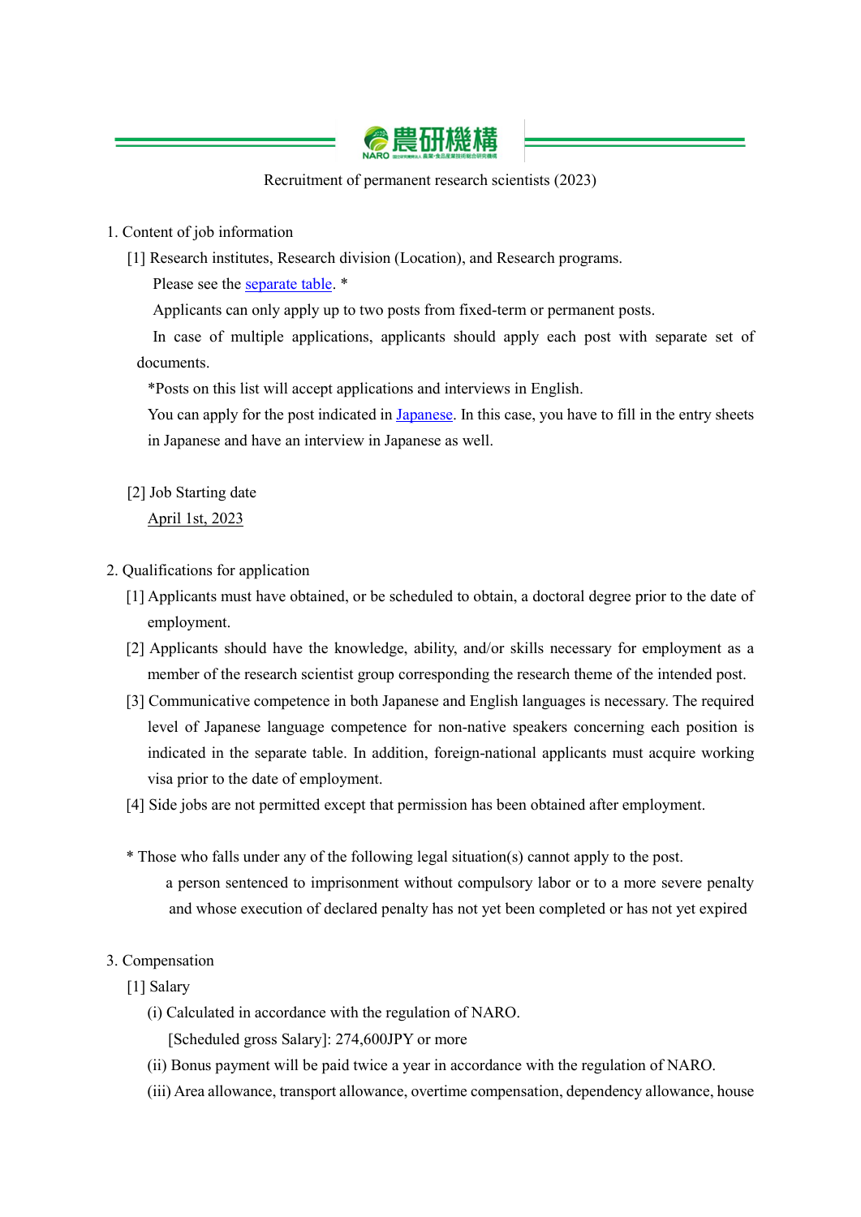# 農研機構

Recruitment of permanent research scientists (2023)

1. Content of job information

   [1] Research institutes, Research division (Location), and Research programs.

   Please see the separate table. *

   Applicants can only apply up to two posts from fixed-term or permanent posts.

   In case of multiple applications, applicants should apply each post with separate set of documents.

   *Posts on this list will accept applications and interviews in English.

   You can apply for the post indicated in Japanese. In this case, you have to fill in the entry sheets in Japanese and have an interview in Japanese as well.

   [2] Job Starting date

   April 1st, 2023

2. Qualifications for application

   [1] Applicants must have obtained, or be scheduled to obtain, a doctoral degree prior to the date of employment.

   [2] Applicants should have the knowledge, ability, and/or skills necessary for employment as a member of the research scientist group corresponding the research theme of the intended post.

   [3] Communicative competence in both Japanese and English languages is necessary. The required level of Japanese language competence for non-native speakers concerning each position is indicated in the separate table. In addition, foreign-national applicants must acquire working visa prior to the date of employment.

   [4] Side jobs are not permitted except that permission has been obtained after employment.

   * Those who falls under any of the following legal situation(s) cannot apply to the post.

   a person sentenced to imprisonment without compulsory labor or to a more severe penalty and whose execution of declared penalty has not yet been completed or has not yet expired

3. Compensation

   [1] Salary

   (i) Calculated in accordance with the regulation of NARO.

   [Scheduled gross Salary]: 274,600JPY or more

   (ii) Bonus payment will be paid twice a year in accordance with the regulation of NARO.

   (iii) Area allowance, transport allowance, overtime compensation, dependency allowance, house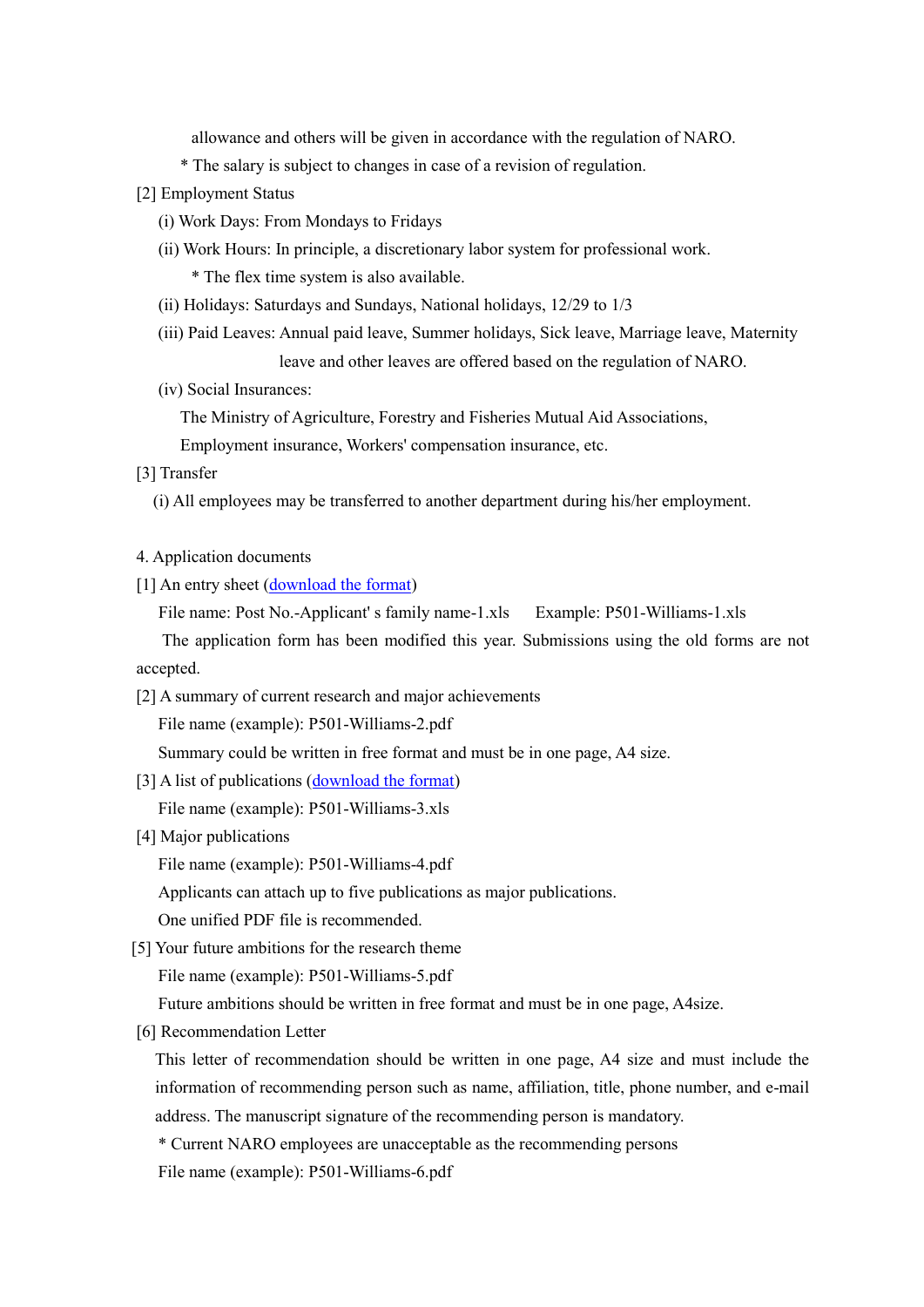allowance and others will be given in accordance with the regulation of NARO.

\* The salary is subject to changes in case of a revision of regulation.

[2] Employment Status

(i) Work Days: From Mondays to Fridays

(ii) Work Hours: In principle, a discretionary labor system for professional work.

\* The flex time system is also available.

(ii) Holidays: Saturdays and Sundays, National holidays, 12/29 to 1/3

(iii) Paid Leaves: Annual paid leave, Summer holidays, Sick leave, Marriage leave, Maternity leave and other leaves are offered based on the regulation of NARO.

(iv) Social Insurances:

The Ministry of Agriculture, Forestry and Fisheries Mutual Aid Associations, Employment insurance, Workers' compensation insurance, etc.

[3] Transfer

(i) All employees may be transferred to another department during his/her employment.

4. Application documents

[1] An entry sheet (download the format)

File name: Post No.-Applicant' s family name-1.xls     Example: P501-Williams-1.xls

The application form has been modified this year. Submissions using the old forms are not accepted.

[2] A summary of current research and major achievements

File name (example): P501-Williams-2.pdf

Summary could be written in free format and must be in one page, A4 size.

[3] A list of publications (download the format)

File name (example): P501-Williams-3.xls

[4] Major publications

File name (example): P501-Williams-4.pdf

Applicants can attach up to five publications as major publications.

One unified PDF file is recommended.

[5] Your future ambitions for the research theme

File name (example): P501-Williams-5.pdf

Future ambitions should be written in free format and must be in one page, A4size.

[6] Recommendation Letter

This letter of recommendation should be written in one page, A4 size and must include the information of recommending person such as name, affiliation, title, phone number, and e-mail address. The manuscript signature of the recommending person is mandatory.

\* Current NARO employees are unacceptable as the recommending persons

File name (example): P501-Williams-6.pdf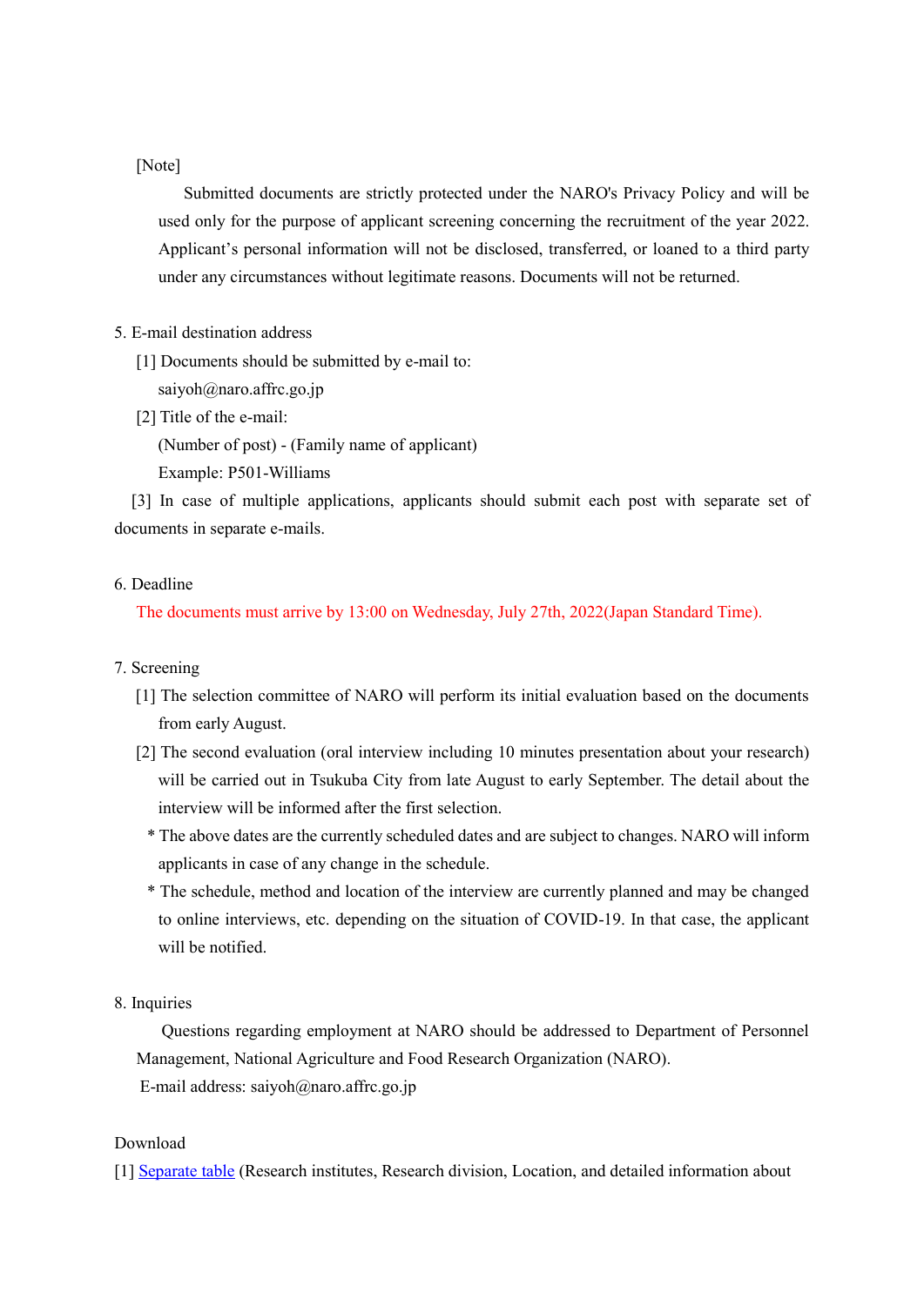[Note]

Submitted documents are strictly protected under the NARO's Privacy Policy and will be used only for the purpose of applicant screening concerning the recruitment of the year 2022. Applicant's personal information will not be disclosed, transferred, or loaned to a third party under any circumstances without legitimate reasons. Documents will not be returned.

5. E-mail destination address

[1] Documents should be submitted by e-mail to:
saiyoh@naro.affrc.go.jp

[2] Title of the e-mail:
(Number of post) - (Family name of applicant)
Example: P501-Williams

[3] In case of multiple applications, applicants should submit each post with separate set of documents in separate e-mails.

6. Deadline

The documents must arrive by 13:00 on Wednesday, July 27th, 2022(Japan Standard Time).

7. Screening

[1] The selection committee of NARO will perform its initial evaluation based on the documents from early August.

[2] The second evaluation (oral interview including 10 minutes presentation about your research) will be carried out in Tsukuba City from late August to early September. The detail about the interview will be informed after the first selection.

\* The above dates are the currently scheduled dates and are subject to changes. NARO will inform applicants in case of any change in the schedule.

\* The schedule, method and location of the interview are currently planned and may be changed to online interviews, etc. depending on the situation of COVID-19. In that case, the applicant will be notified.

8. Inquiries

Questions regarding employment at NARO should be addressed to Department of Personnel Management, National Agriculture and Food Research Organization (NARO).
E-mail address: saiyoh@naro.affrc.go.jp

Download

[1] Separate table (Research institutes, Research division, Location, and detailed information about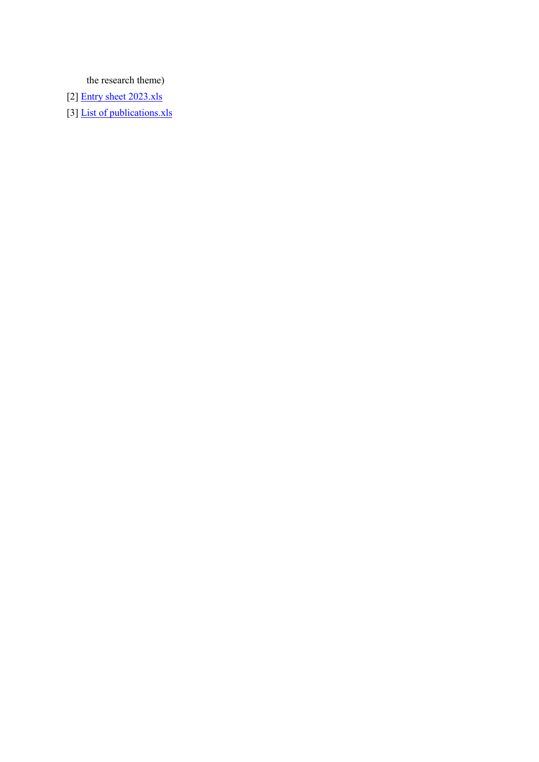the research theme)

[2] Entry sheet 2023.xls

[3] List of publications.xls